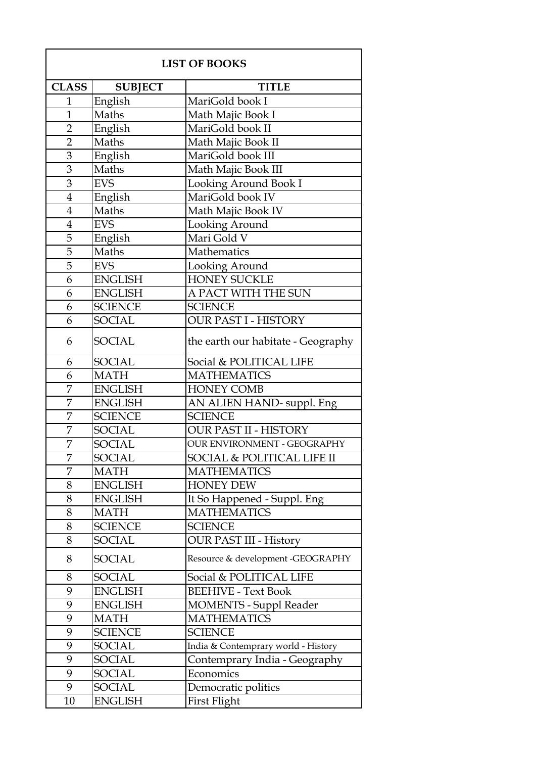| LIST OF BOOKS | | |
|---|---|---|
| **CLASS** | **SUBJECT** | **TITLE** |
| 1 | English | MariGold book I |
| 1 | Maths | Math Majic Book I |
| 2 | English | MariGold book II |
| 2 | Maths | Math Majic Book II |
| 3 | English | MariGold book III |
| 3 | Maths | Math Majic Book III |
| 3 | EVS | Looking Around Book I |
| 4 | English | MariGold book IV |
| 4 | Maths | Math Majic Book IV |
| 4 | EVS | Looking Around |
| 5 | English | Mari Gold V |
| 5 | Maths | Mathematics |
| 5 | EVS | Looking Around |
| 6 | ENGLISH | HONEY SUCKLE |
| 6 | ENGLISH | A PACT WITH THE SUN |
| 6 | SCIENCE | SCIENCE |
| 6 | SOCIAL | OUR PAST I - HISTORY |
| 6 | SOCIAL | the earth our habitate - Geography |
| 6 | SOCIAL | Social & POLITICAL LIFE |
| 6 | MATH | MATHEMATICS |
| 7 | ENGLISH | HONEY COMB |
| 7 | ENGLISH | AN ALIEN HAND- suppl. Eng |
| 7 | SCIENCE | SCIENCE |
| 7 | SOCIAL | OUR PAST II - HISTORY |
| 7 | SOCIAL | OUR ENVIRONMENT - GEOGRAPHY |
| 7 | SOCIAL | SOCIAL & POLITICAL LIFE II |
| 7 | MATH | MATHEMATICS |
| 8 | ENGLISH | HONEY DEW |
| 8 | ENGLISH | It So Happened - Suppl. Eng |
| 8 | MATH | MATHEMATICS |
| 8 | SCIENCE | SCIENCE |
| 8 | SOCIAL | OUR PAST III - History |
| 8 | SOCIAL | Resource & development -GEOGRAPHY |
| 8 | SOCIAL | Social & POLITICAL LIFE |
| 9 | ENGLISH | BEEHIVE - Text Book |
| 9 | ENGLISH | MOMENTS - Suppl Reader |
| 9 | MATH | MATHEMATICS |
| 9 | SCIENCE | SCIENCE |
| 9 | SOCIAL | India & Contemprary world - History |
| 9 | SOCIAL | Contemprary India - Geography |
| 9 | SOCIAL | Economics |
| 9 | SOCIAL | Democratic politics |
| 10 | ENGLISH | First Flight |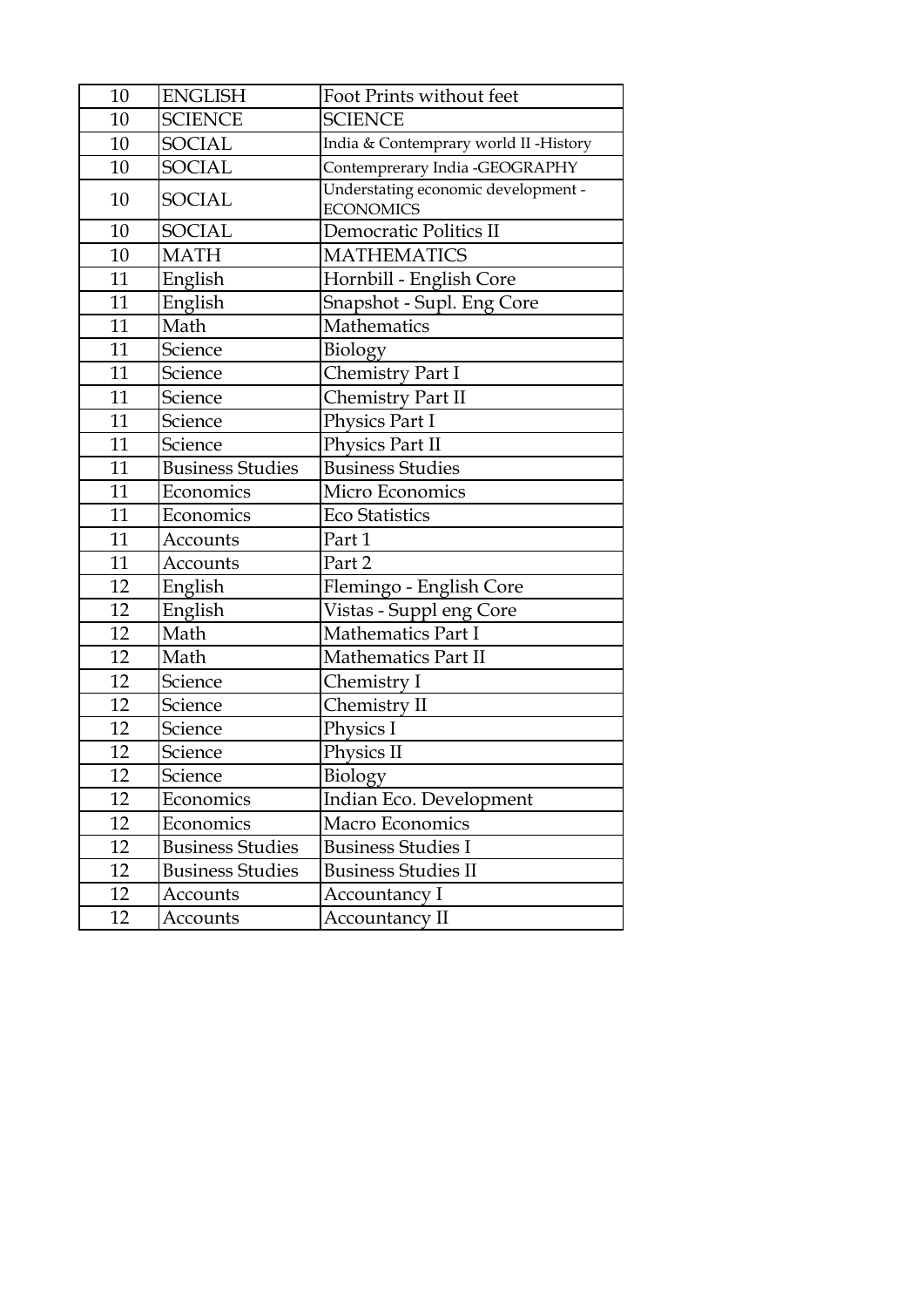| | | |
|---|---|---|
| 10 | ENGLISH | Foot Prints without feet |
| 10 | SCIENCE | SCIENCE |
| 10 | SOCIAL | India & Contemprary world II -History |
| 10 | SOCIAL | Contemprerary India -GEOGRAPHY |
| 10 | SOCIAL | Understating economic development - ECONOMICS |
| 10 | SOCIAL | Democratic Politics II |
| 10 | MATH | MATHEMATICS |
| 11 | English | Hornbill - English Core |
| 11 | English | Snapshot - Supl. Eng Core |
| 11 | Math | Mathematics |
| 11 | Science | Biology |
| 11 | Science | Chemistry Part I |
| 11 | Science | Chemistry Part II |
| 11 | Science | Physics Part I |
| 11 | Science | Physics Part II |
| 11 | Business Studies | Business Studies |
| 11 | Economics | Micro Economics |
| 11 | Economics | Eco Statistics |
| 11 | Accounts | Part 1 |
| 11 | Accounts | Part 2 |
| 12 | English | Flemingo - English Core |
| 12 | English | Vistas - Suppl eng Core |
| 12 | Math | Mathematics Part I |
| 12 | Math | Mathematics Part II |
| 12 | Science | Chemistry I |
| 12 | Science | Chemistry II |
| 12 | Science | Physics I |
| 12 | Science | Physics II |
| 12 | Science | Biology |
| 12 | Economics | Indian Eco. Development |
| 12 | Economics | Macro Economics |
| 12 | Business Studies | Business Studies I |
| 12 | Business Studies | Business Studies II |
| 12 | Accounts | Accountancy I |
| 12 | Accounts | Accountancy II |